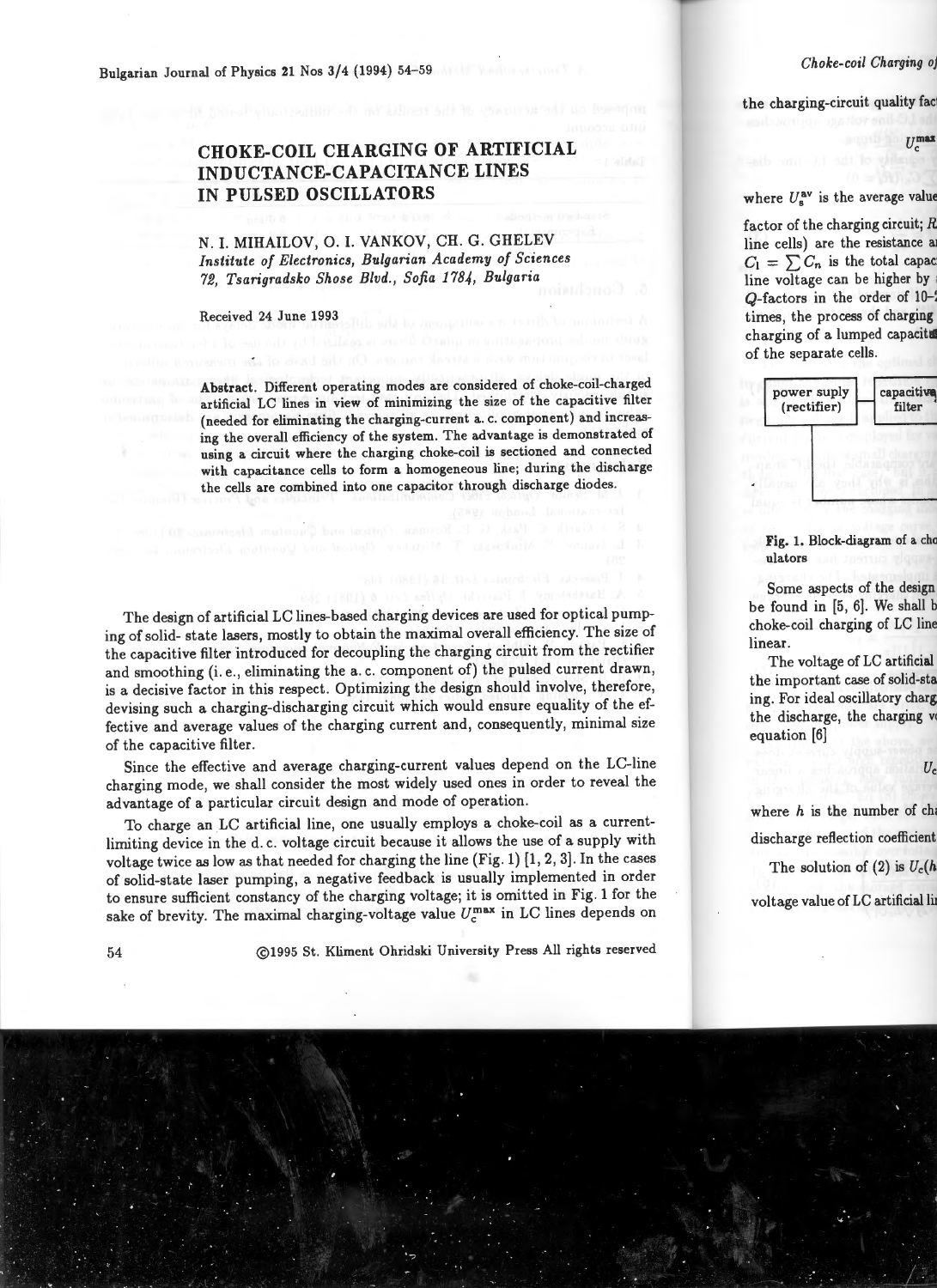# CHOKE-COIL CHARGING OF ARTIFICIAL INDUCTANCE-CAPACITANCE LINES IN PULSED OSCILLATORS

N. I. MIHAILOV, O. I. VANKOV, CH. G. GHELEV

*Institute of Electronics, Bulgarian Academy of Sciences*
*72, Tsarigradsko Shose Blvd., Sofia 1784, Bulgaria*

Received 24 June 1993

**Abstract.** Different operating modes are considered of choke-coil-charged artificial LC lines in view of minimizing the size of the capacitive filter (needed for eliminating the charging-current a. c. component) and increasing the overall efficiency of the system. The advantage is demonstrated of using a circuit where the charging choke-coil is sectioned and connected with capacitance cells to form a homogeneous line; during the discharge the cells are combined into one capacitor through discharge diodes.

The design of artificial LC lines-based charging devices are used for optical pumping of solid- state lasers, mostly to obtain the maximal overall efficiency. The size of the capacitive filter introduced for decoupling the charging circuit from the rectifier and smoothing (i. e., eliminating the a. c. component of) the pulsed current drawn, is a decisive factor in this respect. Optimizing the design should involve, therefore, devising such a charging-discharging circuit which would ensure equality of the effective and average values of the charging current and, consequently, minimal size of the capacitive filter.

Since the effective and average charging-current values depend on the LC-line charging mode, we shall consider the most widely used ones in order to reveal the advantage of a particular circuit design and mode of operation.

To charge an LC artificial line, one usually employs a choke-coil as a current-limiting device in the d. c. voltage circuit because it allows the use of a supply with voltage twice as low as that needed for charging the line (Fig. 1) [1, 2, 3]. In the cases of solid-state laser pumping, a negative feedback is usually implemented in order to ensure sufficient constancy of the charging voltage; it is omitted in Fig. 1 for the sake of brevity. The maximal charging-voltage value $U_c^{\max}$ in LC lines depends on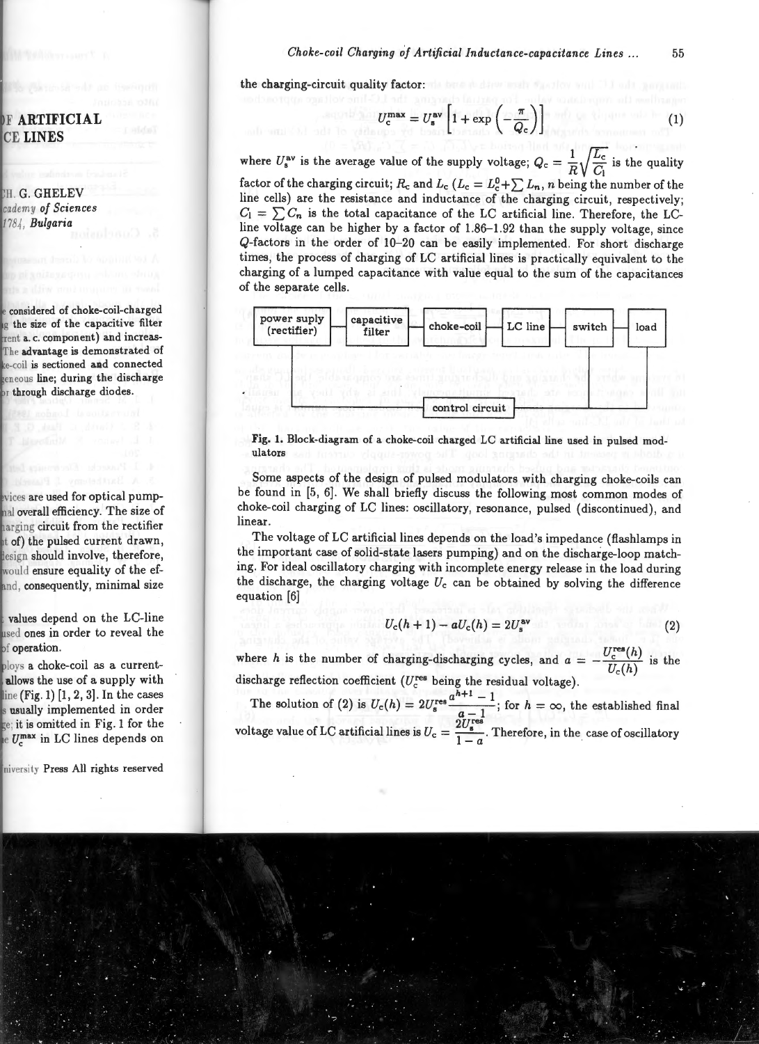the charging-circuit quality factor:

$$U_c^{max} = U_s^{av}\left[1 + \exp\left(-\frac{\pi}{Q_c}\right)\right] \tag{1}$$

where $U_s^{av}$ is the average value of the supply voltage; $Q_c = \frac{1}{R}\sqrt{\frac{L_c}{C_l}}$ is the quality factor of the charging circuit; $R_c$ and $L_c$ ($L_c = L_c^0 + \sum L_n$, $n$ being the number of the line cells) are the resistance and inductance of the charging circuit, respectively; $C_l = \sum C_n$ is the total capacitance of the LC artificial line. Therefore, the LC-line voltage can be higher by a factor of 1.86–1.92 than the supply voltage, since $Q$-factors in the order of 10–20 can be easily implemented. For short discharge times, the process of charging of LC artificial lines is practically equivalent to the charging of a lumped capacitance with value equal to the sum of the capacitances of the separate cells.

power suply (rectifier) — capacitive filter — choke-coil — LC line — switch — load; control circuit

**Fig. 1. Block-diagram of a choke-coil charged LC artificial line used in pulsed modulators**

Some aspects of the design of pulsed modulators with charging choke-coils can be found in [5, 6]. We shall briefly discuss the following most common modes of choke-coil charging of LC lines: oscillatory, resonance, pulsed (discontinued), and linear.

The voltage of LC artificial lines depends on the load's impedance (flashlamps in the important case of solid-state lasers pumping) and on the discharge-loop matching. For ideal oscillatory charging with incomplete energy release in the load during the discharge, the charging voltage $U_c$ can be obtained by solving the difference equation [6]

$$U_c(h+1) - aU_c(h) = 2U_s^{av} \tag{2}$$

where $h$ is the number of charging-discharging cycles, and $a = -\frac{U_c^{res}(h)}{U_c(h)}$ is the discharge reflection coefficient ($U_c^{res}$ being the residual voltage).

The solution of (2) is $U_c(h) = 2U_s^{res}\frac{a^{h+1}-1}{a-1}$; for $h = \infty$, the established final voltage value of LC artificial lines is $U_c = \frac{2U_s^{res}}{1-a}$. Therefore, in the case of oscillatory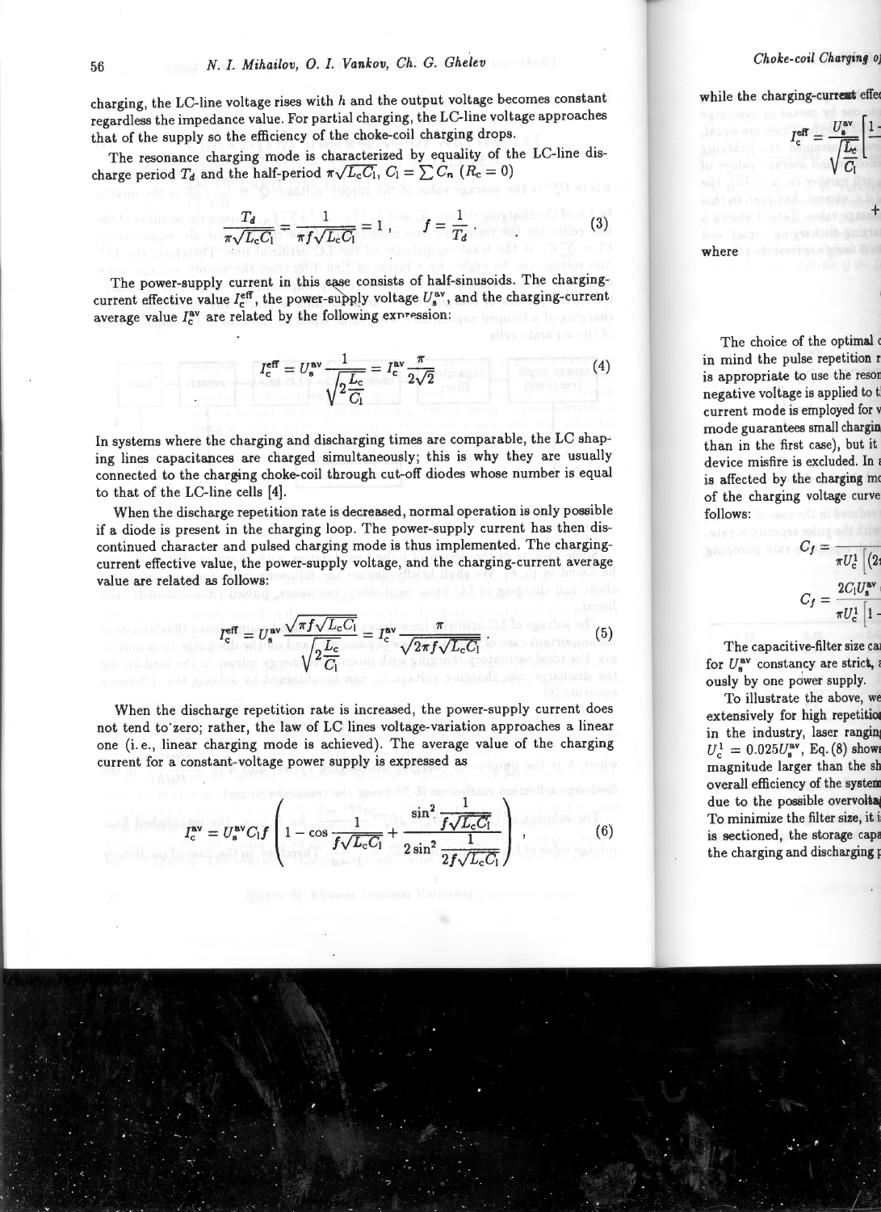charging, the LC-line voltage rises with $h$ and the output voltage becomes constant regardless the impedance value. For partial charging, the LC-line voltage approaches that of the supply so the efficiency of the choke-coil charging drops.

The resonance charging mode is characterized by equality of the LC-line discharge period $T_d$ and the half-period $\pi\sqrt{L_c C_l}$, $C_l = \sum C_n$ ($R_c = 0$)

$$\frac{T_d}{\pi\sqrt{L_c C_l}} = \frac{1}{\pi f \sqrt{L_c C_l}} = 1\,, \qquad f = \frac{1}{T_d} \tag{3}$$

The power-supply current in this case consists of half-sinusoids. The charging-current effective value $I_c^{\text{eff}}$, the power-supply voltage $U_s^{\text{av}}$, and the charging-current average value $I_c^{\text{av}}$ are related by the following expression:

$$I_c^{\text{eff}} = U_s^{\text{av}} \frac{1}{\sqrt{2\frac{L_c}{C_l}}} = I_c^{\text{av}} \frac{\pi}{2\sqrt{2}} \tag{4}$$

In systems where the charging and discharging times are comparable, the LC shaping lines capacitances are charged simultaneously; this is why they are usually connected to the charging choke-coil through cut-off diodes whose number is equal to that of the LC-line cells [4].

When the discharge repetition rate is decreased, normal operation is only possible if a diode is present in the charging loop. The power-supply current has then discontinued character and pulsed charging mode is thus implemented. The charging-current effective value, the power-supply voltage, and the charging-current average value are related as follows:

$$I_c^{\text{eff}} = U_s^{\text{av}} \frac{\sqrt{\pi f \sqrt{L_c C_l}}}{\sqrt{2\frac{L_c}{C_l}}} = I_c^{\text{av}} \frac{\pi}{\sqrt{2\pi f \sqrt{L_c C_l}}}\,. \tag{5}$$

When the discharge repetition rate is increased, the power-supply current does not tend to zero; rather, the law of LC lines voltage-variation approaches a linear one (i. e., linear charging mode is achieved). The average value of the charging current for a constant-voltage power supply is expressed as

$$I_c^{\text{av}} = U_s^{\text{av}} C_l f \left( 1 - \cos\frac{1}{f\sqrt{L_c C_l}} + \frac{\sin^2 \frac{1}{f\sqrt{L_c C_l}}}{2\sin^2 \frac{1}{2f\sqrt{L_c C_l}}} \right)\,, \tag{6}$$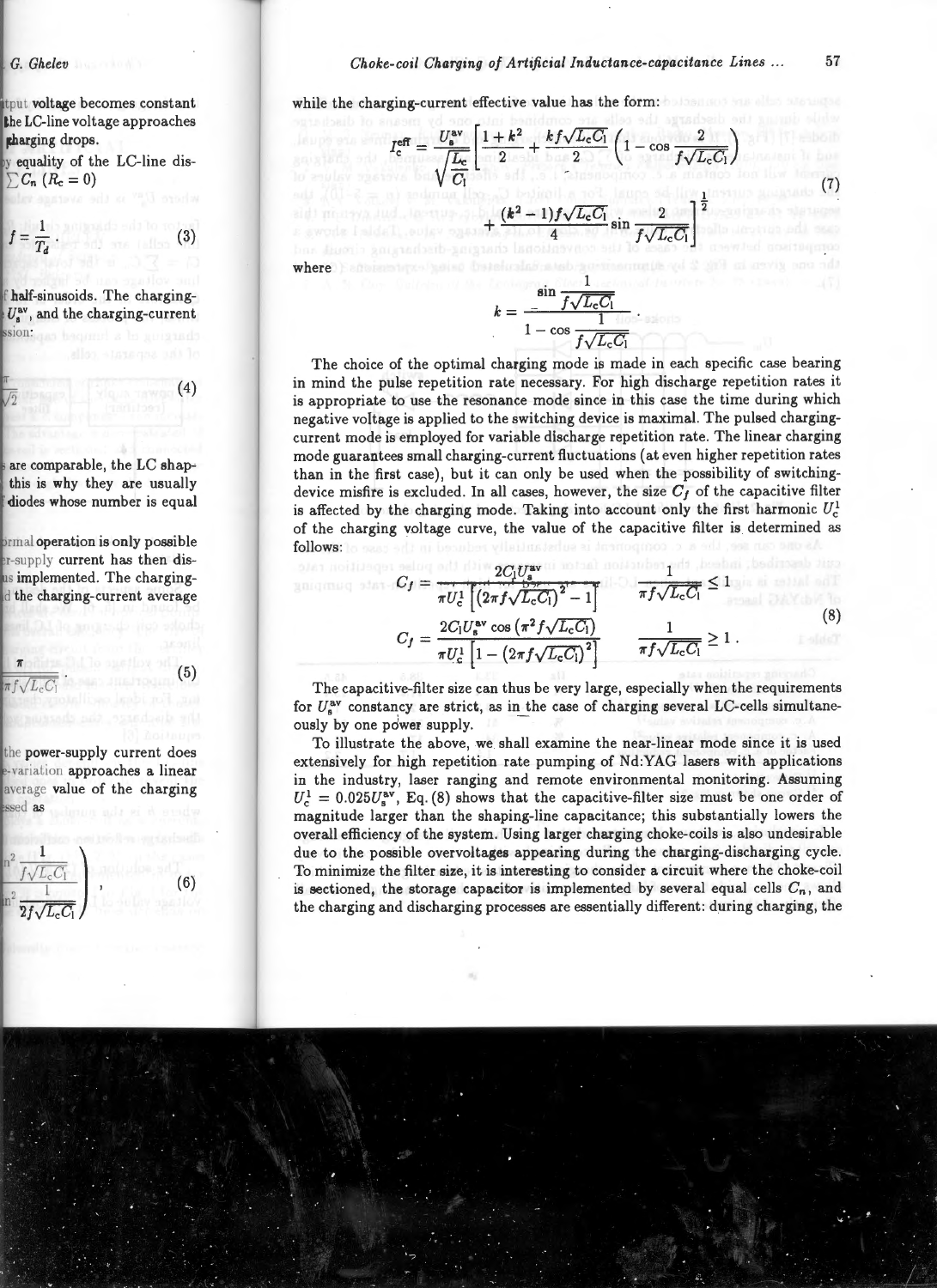while the charging-current effective value has the form:

$$I_c^{\text{eff}} = \frac{U_s^{\text{av}}}{\sqrt{\frac{L_c}{C_l}}} \left[ \frac{1+k^2}{2} + \frac{kf\sqrt{L_cC_l}}{2} \left( 1 - \cos\frac{2}{f\sqrt{L_cC_l}} \right) + \frac{(k^2-1)f\sqrt{L_cC_l}}{4} \sin\frac{2}{f\sqrt{L_cC_l}} \right]^{\frac{1}{2}} \tag{7}$$

where

$$k = \frac{\sin\frac{1}{f\sqrt{L_cC_l}}}{1 - \cos\frac{1}{f\sqrt{L_cC_l}}} .$$

The choice of the optimal charging mode is made in each specific case bearing in mind the pulse repetition rate necessary. For high discharge repetition rates it is appropriate to use the resonance mode since in this case the time during which negative voltage is applied to the switching device is maximal. The pulsed charging-current mode is employed for variable discharge repetition rate. The linear charging mode guarantees small charging-current fluctuations (at even higher repetition rates than in the first case), but it can only be used when the possibility of switching-device misfire is excluded. In all cases, however, the size $C_f$ of the capacitive filter is affected by the charging mode. Taking into account only the first harmonic $U_c^1$ of the charging voltage curve, the value of the capacitive filter is determined as follows:

$$C_f = \frac{2C_lU_s^{\text{av}}}{\pi U_c^1\left[\left(2\pi f\sqrt{L_cC_l}\right)^2 - 1\right]} \qquad \frac{1}{\pi f\sqrt{L_cC_l}} \leq 1$$

$$C_f = \frac{2C_lU_s^{\text{av}}\cos\left(\pi^2 f\sqrt{L_cC_l}\right)}{\pi U_c^1\left[1 - \left(2\pi f\sqrt{L_cC_l}\right)^2\right]} \qquad \frac{1}{\pi f\sqrt{L_cC_l}} \geq 1 . \tag{8}$$

The capacitive-filter size can thus be very large, especially when the requirements for $U_s^{\text{av}}$ constancy are strict, as in the case of charging several LC-cells simultaneously by one power supply.

To illustrate the above, we shall examine the near-linear mode since it is used extensively for high repetition rate pumping of Nd:YAG lasers with applications in the industry, laser ranging and remote environmental monitoring. Assuming $U_c^1 = 0.025U_s^{\text{av}}$, Eq. (8) shows that the capacitive-filter size must be one order of magnitude larger than the shaping-line capacitance; this substantially lowers the overall efficiency of the system. Using larger charging choke-coils is also undesirable due to the possible overvoltages appearing during the charging-discharging cycle. To minimize the filter size, it is interesting to consider a circuit where the choke-coil is sectioned, the storage capacitor is implemented by several equal cells $C_n$, and the charging and discharging processes are essentially different: during charging, the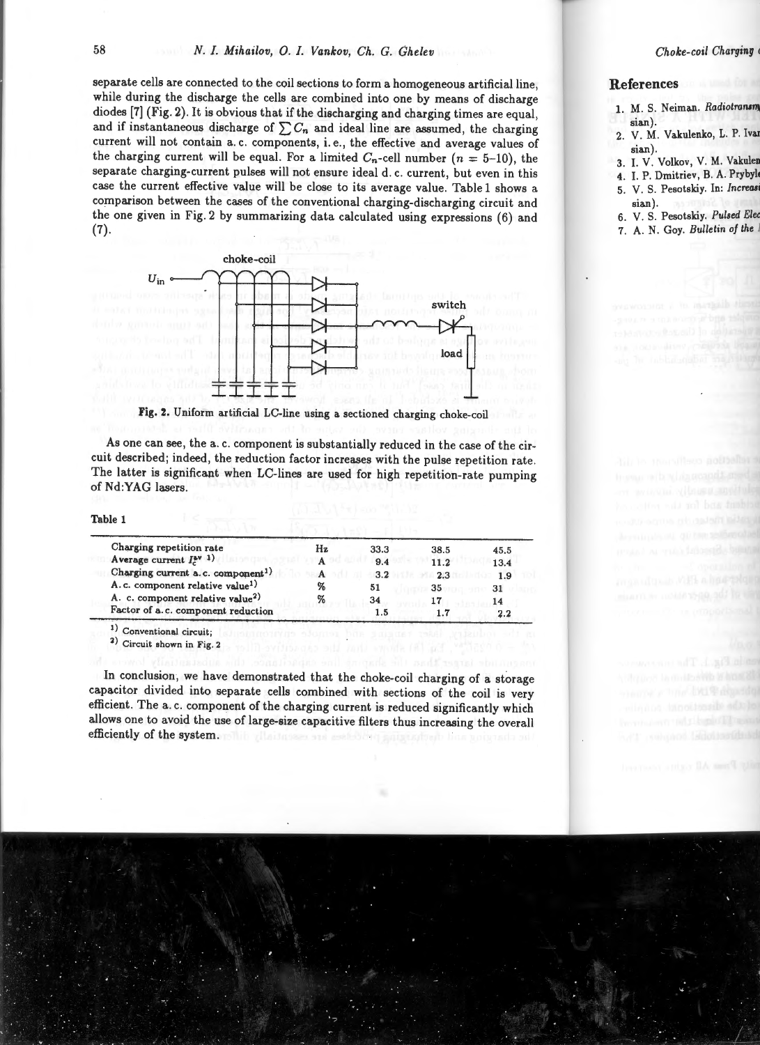separate cells are connected to the coil sections to form a homogeneous artificial line, while during the discharge the cells are combined into one by means of discharge diodes [7] (Fig. 2). It is obvious that if the discharging and charging times are equal, and if instantaneous discharge of $\sum C_n$ and ideal line are assumed, the charging current will not contain a. c. components, i. e., the effective and average values of the charging current will be equal. For a limited $C_n$-cell number ($n$ = 5–10), the separate charging-current pulses will not ensure ideal d. c. current, but even in this case the current effective value will be close to its average value. Table 1 shows a comparison between the cases of the conventional charging-discharging circuit and the one given in Fig. 2 by summarizing data calculated using expressions (6) and (7).

**Fig. 2.** Uniform artificial LC-line using a sectioned charging choke-coil

As one can see, the a. c. component is substantially reduced in the case of the circuit described; indeed, the reduction factor increases with the pulse repetition rate. The latter is significant when LC-lines are used for high repetition-rate pumping of Nd:YAG lasers.

Table 1

| | | | | |
|---|---|---|---|---|
| Charging repetition rate | Hz | 33.3 | 38.5 | 45.5 |
| Average current $I_c^{av}$ [1] | A | 9.4 | 11.2 | 13.4 |
| Charging current a. c. component[1] | A | 3.2 | 2.3 | 1.9 |
| A. c. component relative value[1] | % | 51 | 35 | 31 |
| A. c. component relative value[2] | % | 34 | 17 | 14 |
| Factor of a. c. component reduction | | 1.5 | 1.7 | 2.2 |

[1] Conventional circuit;
[2] Circuit shown in Fig. 2

In conclusion, we have demonstrated that the choke-coil charging of a storage capacitor divided into separate cells combined with sections of the coil is very efficient. The a. c. component of the charging current is reduced significantly which allows one to avoid the use of large-size capacitive filters thus increasing the overall efficiently of the system.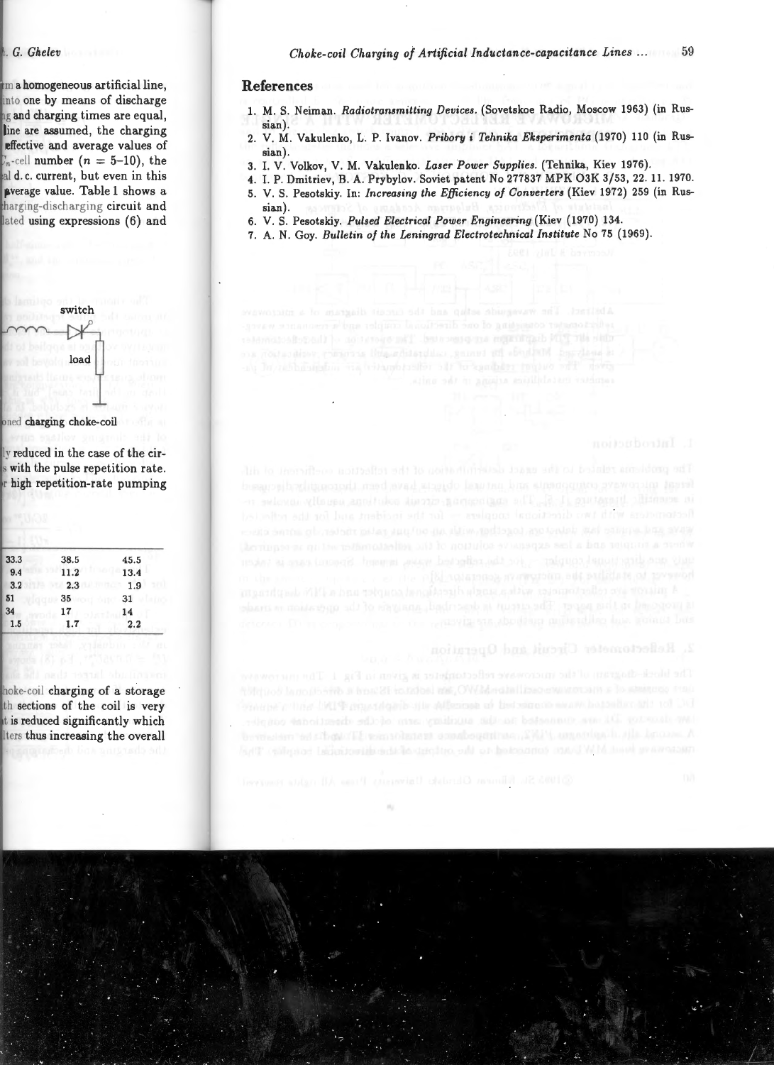## References

1. M. S. Neiman. *Radiotransmitting Devices.* (Sovetskoe Radio, Moscow 1963) (in Russian).
2. V. M. Vakulenko, L. P. Ivanov. *Pribory i Tehnika Eksperimenta* (1970) 110 (in Russian).
3. I. V. Volkov, V. M. Vakulenko. *Laser Power Supplies.* (Tehnika, Kiev 1976).
4. I. P. Dmitriev, B. A. Prybylov. Soviet patent No 277837 MPK O3K 3/53, 22. 11. 1970.
5. V. S. Pesotskiy. In: *Increasing the Efficiency of Converters* (Kiev 1972) 259 (in Russian).
6. V. S. Pesotskiy. *Pulsed Electrical Power Engineering* (Kiev (1970) 134.
7. A. N. Goy. *Bulletin of the Leningrad Electrotechnical Institute* No 75 (1969).